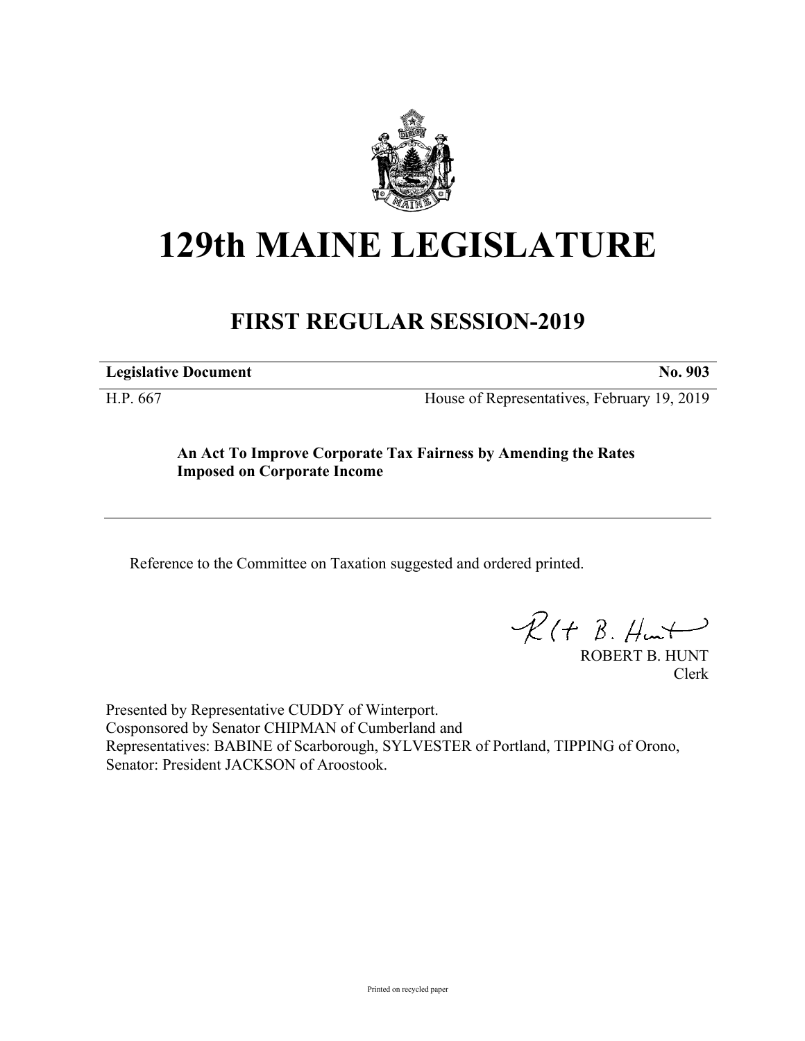# 129th MAINE LEGISLATURE

## FIRST REGULAR SESSION-2019

**Legislative Document** **No. 903**

H.P. 667 House of Representatives, February 19, 2019

**An Act To Improve Corporate Tax Fairness by Amending the Rates Imposed on Corporate Income**

---

Reference to the Committee on Taxation suggested and ordered printed.

ROBERT B. HUNT
Clerk

Presented by Representative CUDDY of Winterport.
Cosponsored by Senator CHIPMAN of Cumberland and
Representatives: BABINE of Scarborough, SYLVESTER of Portland, TIPPING of Orono, Senator: President JACKSON of Aroostook.

Printed on recycled paper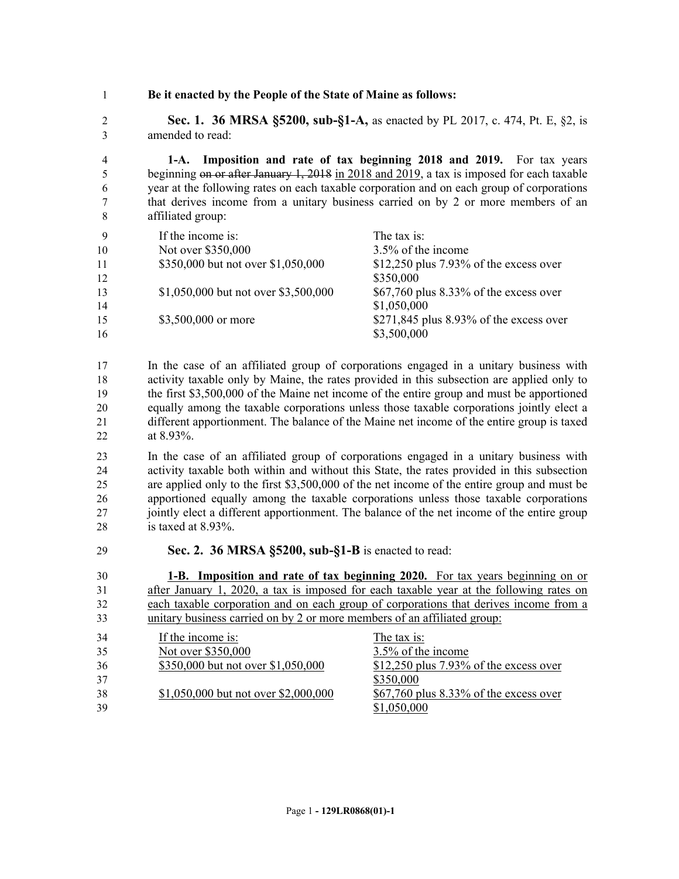**Be it enacted by the People of the State of Maine as follows:**

**Sec. 1. 36 MRSA §5200, sub-§1-A,** as enacted by PL 2017, c. 474, Pt. E, §2, is amended to read:

**1-A. Imposition and rate of tax beginning 2018 and 2019.** For tax years beginning ~~on or after January 1, 2018~~ in 2018 and 2019, a tax is imposed for each taxable year at the following rates on each taxable corporation and on each group of corporations that derives income from a unitary business carried on by 2 or more members of an affiliated group:

| If the income is: | The tax is: |
|---|---|
| Not over $350,000 | 3.5% of the income |
| $350,000 but not over $1,050,000 | $12,250 plus 7.93% of the excess over $350,000 |
| $1,050,000 but not over $3,500,000 | $67,760 plus 8.33% of the excess over $1,050,000 |
| $3,500,000 or more | $271,845 plus 8.93% of the excess over $3,500,000 |

In the case of an affiliated group of corporations engaged in a unitary business with activity taxable only by Maine, the rates provided in this subsection are applied only to the first $3,500,000 of the Maine net income of the entire group and must be apportioned equally among the taxable corporations unless those taxable corporations jointly elect a different apportionment. The balance of the Maine net income of the entire group is taxed at 8.93%.

In the case of an affiliated group of corporations engaged in a unitary business with activity taxable both within and without this State, the rates provided in this subsection are applied only to the first $3,500,000 of the net income of the entire group and must be apportioned equally among the taxable corporations unless those taxable corporations jointly elect a different apportionment. The balance of the net income of the entire group is taxed at 8.93%.

**Sec. 2. 36 MRSA §5200, sub-§1-B** is enacted to read:

**1-B. Imposition and rate of tax beginning 2020.** For tax years beginning on or after January 1, 2020, a tax is imposed for each taxable year at the following rates on each taxable corporation and on each group of corporations that derives income from a unitary business carried on by 2 or more members of an affiliated group:

| If the income is: | The tax is: |
|---|---|
| Not over $350,000 | 3.5% of the income |
| $350,000 but not over $1,050,000 | $12,250 plus 7.93% of the excess over $350,000 |
| $1,050,000 but not over $2,000,000 | $67,760 plus 8.33% of the excess over $1,050,000 |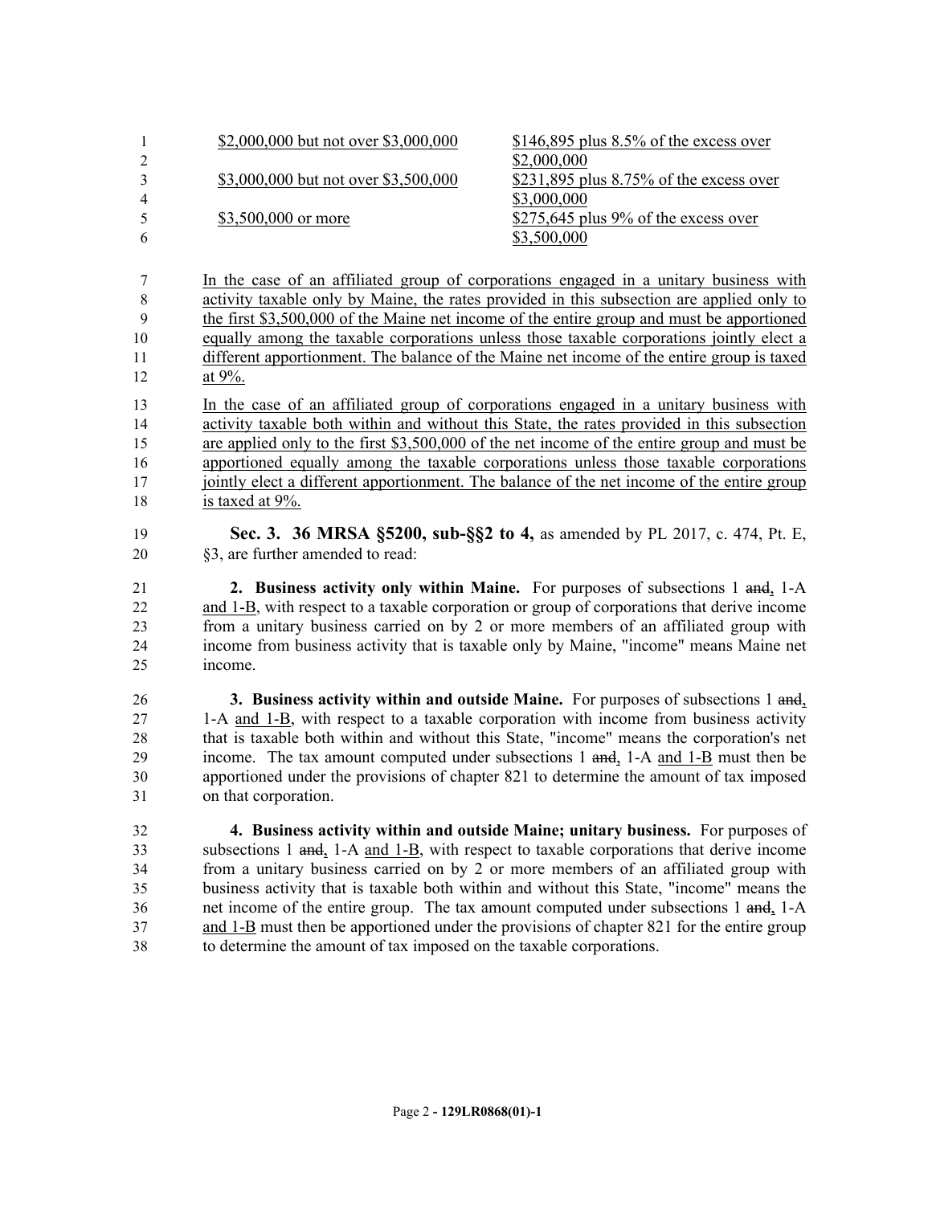| | |
|---|---|
| $2,000,000 but not over $3,000,000 | $146,895 plus 8.5% of the excess over $2,000,000 |
| $3,000,000 but not over $3,500,000 | $231,895 plus 8.75% of the excess over $3,000,000 |
| $3,500,000 or more | $275,645 plus 9% of the excess over $3,500,000 |

In the case of an affiliated group of corporations engaged in a unitary business with activity taxable only by Maine, the rates provided in this subsection are applied only to the first $3,500,000 of the Maine net income of the entire group and must be apportioned equally among the taxable corporations unless those taxable corporations jointly elect a different apportionment. The balance of the Maine net income of the entire group is taxed at 9%.

In the case of an affiliated group of corporations engaged in a unitary business with activity taxable both within and without this State, the rates provided in this subsection are applied only to the first $3,500,000 of the net income of the entire group and must be apportioned equally among the taxable corporations unless those taxable corporations jointly elect a different apportionment. The balance of the net income of the entire group is taxed at 9%.

**Sec. 3. 36 MRSA §5200, sub-§§2 to 4,** as amended by PL 2017, c. 474, Pt. E, §3, are further amended to read:

**2. Business activity only within Maine.** For purposes of subsections 1 ~~and~~, 1-A and 1-B, with respect to a taxable corporation or group of corporations that derive income from a unitary business carried on by 2 or more members of an affiliated group with income from business activity that is taxable only by Maine, "income" means Maine net income.

**3. Business activity within and outside Maine.** For purposes of subsections 1 ~~and~~, 1-A and 1-B, with respect to a taxable corporation with income from business activity that is taxable both within and without this State, "income" means the corporation's net income. The tax amount computed under subsections 1 ~~and~~, 1-A and 1-B must then be apportioned under the provisions of chapter 821 to determine the amount of tax imposed on that corporation.

**4. Business activity within and outside Maine; unitary business.** For purposes of subsections 1 ~~and~~, 1-A and 1-B, with respect to taxable corporations that derive income from a unitary business carried on by 2 or more members of an affiliated group with business activity that is taxable both within and without this State, "income" means the net income of the entire group. The tax amount computed under subsections 1 ~~and~~, 1-A and 1-B must then be apportioned under the provisions of chapter 821 for the entire group to determine the amount of tax imposed on the taxable corporations.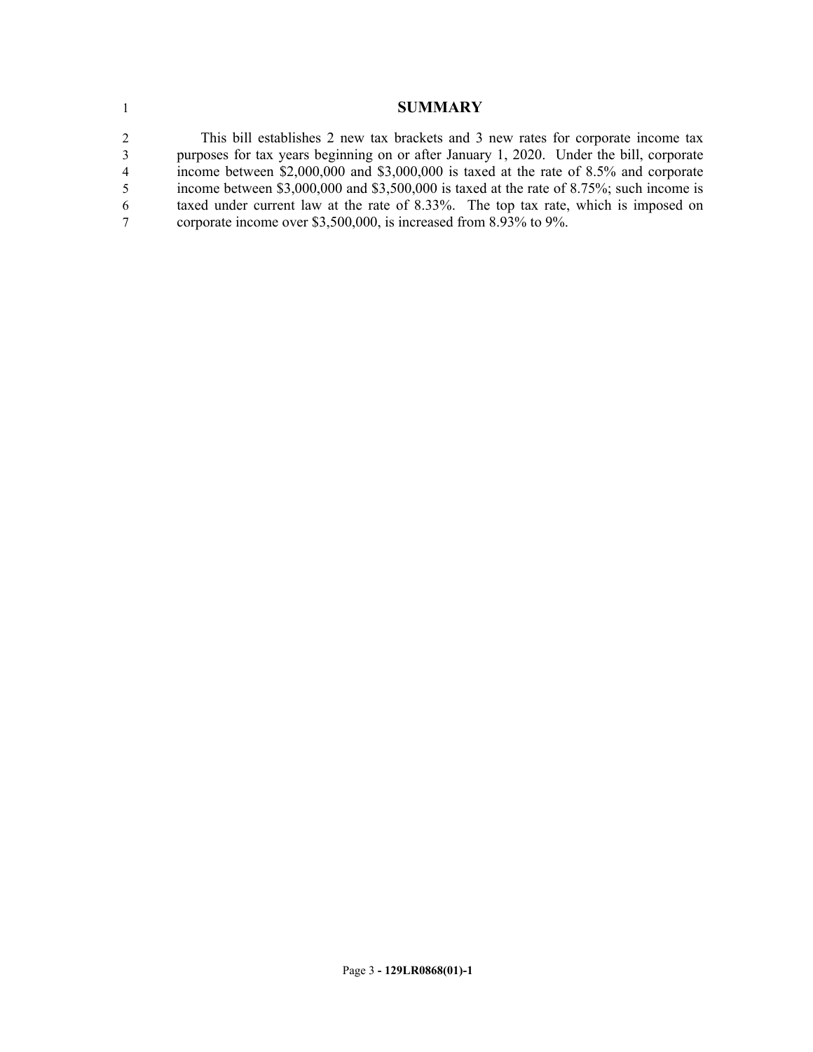## SUMMARY

This bill establishes 2 new tax brackets and 3 new rates for corporate income tax purposes for tax years beginning on or after January 1, 2020. Under the bill, corporate income between $2,000,000 and $3,000,000 is taxed at the rate of 8.5% and corporate income between $3,000,000 and $3,500,000 is taxed at the rate of 8.75%; such income is taxed under current law at the rate of 8.33%. The top tax rate, which is imposed on corporate income over $3,500,000, is increased from 8.93% to 9%.